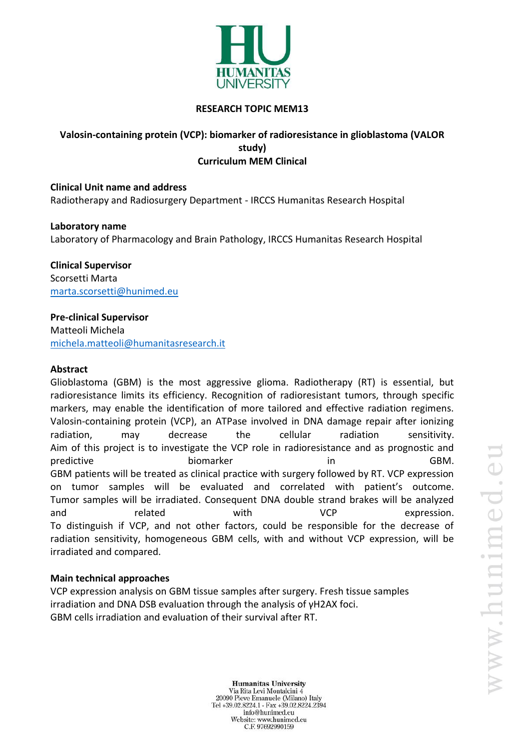**RESEARCH TOPIC MEM13**

# Valosin-containing protein (VCP): biomarker of radioresistance in glioblastoma (VALOR study)

**Curriculum MEM Clinical**

**Clinical Unit name and address**

Radiotherapy and Radiosurgery Department - IRCCS Humanitas Research Hospital

**Laboratory name**

Laboratory of Pharmacology and Brain Pathology, IRCCS Humanitas Research Hospital

**Clinical Supervisor**

Scorsetti Marta

marta.scorsetti@hunimed.eu

**Pre-clinical Supervisor**

Matteoli Michela

michela.matteoli@humanitasresearch.it

**Abstract**

Glioblastoma (GBM) is the most aggressive glioma. Radiotherapy (RT) is essential, but radioresistance limits its efficiency. Recognition of radioresistant tumors, through specific markers, may enable the identification of more tailored and effective radiation regimens. Valosin-containing protein (VCP), an ATPase involved in DNA damage repair after ionizing radiation, may decrease the cellular radiation sensitivity.
Aim of this project is to investigate the VCP role in radioresistance and as prognostic and predictive biomarker in GBM.
GBM patients will be treated as clinical practice with surgery followed by RT. VCP expression on tumor samples will be evaluated and correlated with patient's outcome. Tumor samples will be irradiated. Consequent DNA double strand brakes will be analyzed and related with VCP expression.
To distinguish if VCP, and not other factors, could be responsible for the decrease of radiation sensitivity, homogeneous GBM cells, with and without VCP expression, will be irradiated and compared.

**Main technical approaches**

VCP expression analysis on GBM tissue samples after surgery. Fresh tissue samples irradiation and DNA DSB evaluation through the analysis of γH2AX foci.
GBM cells irradiation and evaluation of their survival after RT.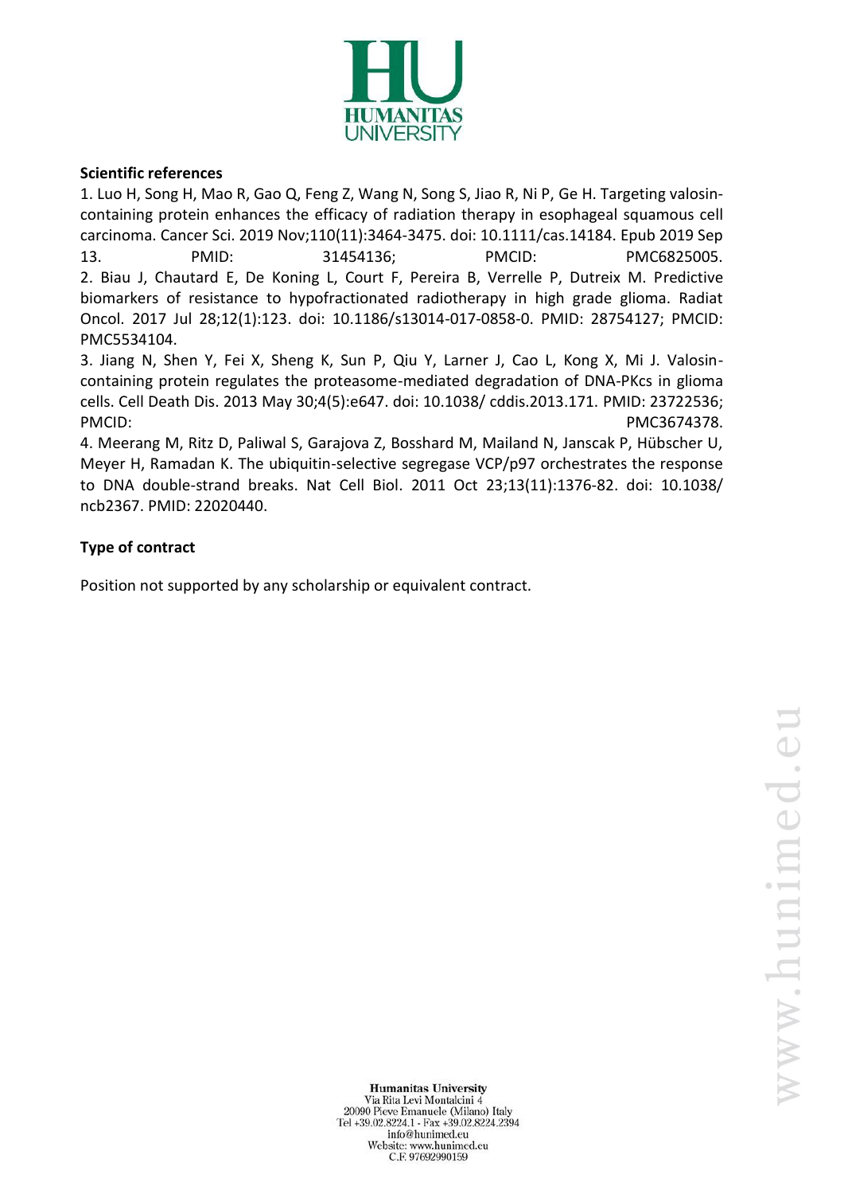**Scientific references**

1. Luo H, Song H, Mao R, Gao Q, Feng Z, Wang N, Song S, Jiao R, Ni P, Ge H. Targeting valosin-containing protein enhances the efficacy of radiation therapy in esophageal squamous cell carcinoma. Cancer Sci. 2019 Nov;110(11):3464-3475. doi: 10.1111/cas.14184. Epub 2019 Sep 13. PMID: 31454136; PMCID: PMC6825005.
2. Biau J, Chautard E, De Koning L, Court F, Pereira B, Verrelle P, Dutreix M. Predictive biomarkers of resistance to hypofractionated radiotherapy in high grade glioma. Radiat Oncol. 2017 Jul 28;12(1):123. doi: 10.1186/s13014-017-0858-0. PMID: 28754127; PMCID: PMC5534104.
3. Jiang N, Shen Y, Fei X, Sheng K, Sun P, Qiu Y, Larner J, Cao L, Kong X, Mi J. Valosin-containing protein regulates the proteasome-mediated degradation of DNA-PKcs in glioma cells. Cell Death Dis. 2013 May 30;4(5):e647. doi: 10.1038/ cddis.2013.171. PMID: 23722536; PMCID: PMC3674378.
4. Meerang M, Ritz D, Paliwal S, Garajova Z, Bosshard M, Mailand N, Janscak P, Hübscher U, Meyer H, Ramadan K. The ubiquitin-selective segregase VCP/p97 orchestrates the response to DNA double-strand breaks. Nat Cell Biol. 2011 Oct 23;13(11):1376-82. doi: 10.1038/ ncb2367. PMID: 22020440.

**Type of contract**

Position not supported by any scholarship or equivalent contract.